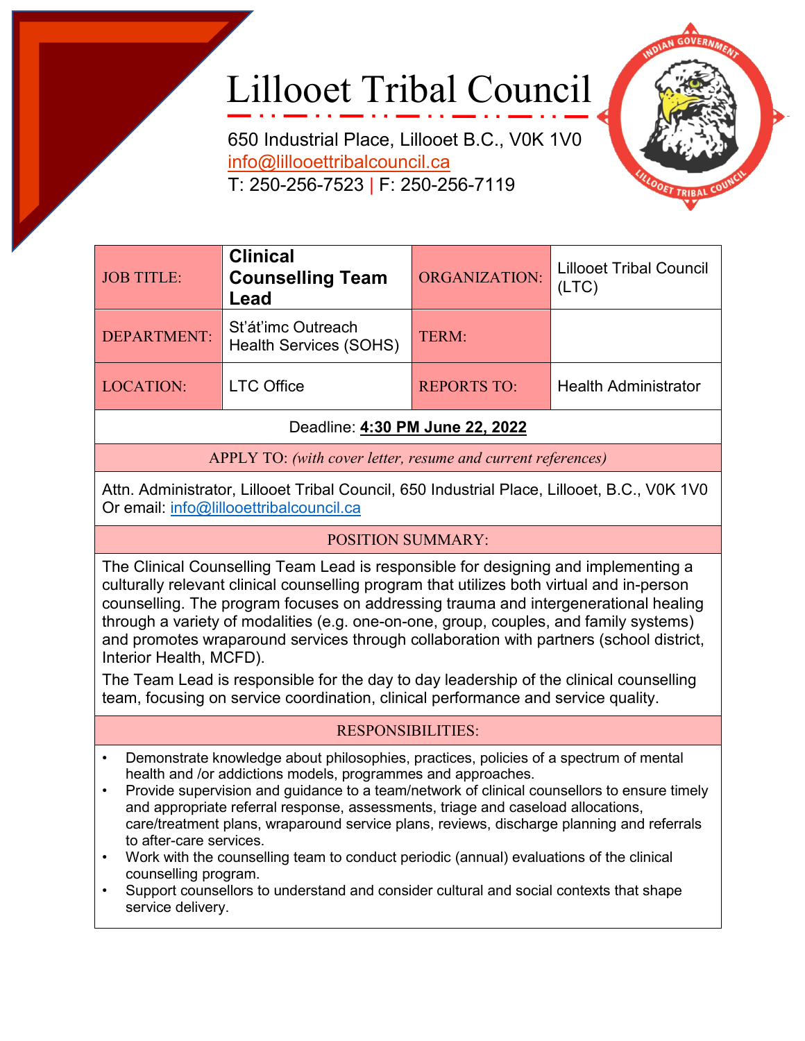# Lillooet Tribal Council

650 Industrial Place, Lillooet B.C., V0K 1V0
info@lillooettribalcouncil.ca
T: 250-256-7523 | F: 250-256-7119

| JOB TITLE: | **Clinical Counselling Team Lead** | ORGANIZATION: | Lillooet Tribal Council (LTC) |
|---|---|---|---|
| DEPARTMENT: | St'át'imc Outreach Health Services (SOHS) | TERM: | |
| LOCATION: | LTC Office | REPORTS TO: | Health Administrator |

Deadline: **4:30 PM June 22, 2022**

APPLY TO: *(with cover letter, resume and current references)*

Attn. Administrator, Lillooet Tribal Council, 650 Industrial Place, Lillooet, B.C., V0K 1V0
Or email: info@lillooettribalcouncil.ca

## POSITION SUMMARY:

The Clinical Counselling Team Lead is responsible for designing and implementing a culturally relevant clinical counselling program that utilizes both virtual and in-person counselling. The program focuses on addressing trauma and intergenerational healing through a variety of modalities (e.g. one-on-one, group, couples, and family systems) and promotes wraparound services through collaboration with partners (school district, Interior Health, MCFD).

The Team Lead is responsible for the day to day leadership of the clinical counselling team, focusing on service coordination, clinical performance and service quality.

## RESPONSIBILITIES:

- Demonstrate knowledge about philosophies, practices, policies of a spectrum of mental health and /or addictions models, programmes and approaches.
- Provide supervision and guidance to a team/network of clinical counsellors to ensure timely and appropriate referral response, assessments, triage and caseload allocations, care/treatment plans, wraparound service plans, reviews, discharge planning and referrals to after-care services.
- Work with the counselling team to conduct periodic (annual) evaluations of the clinical counselling program.
- Support counsellors to understand and consider cultural and social contexts that shape service delivery.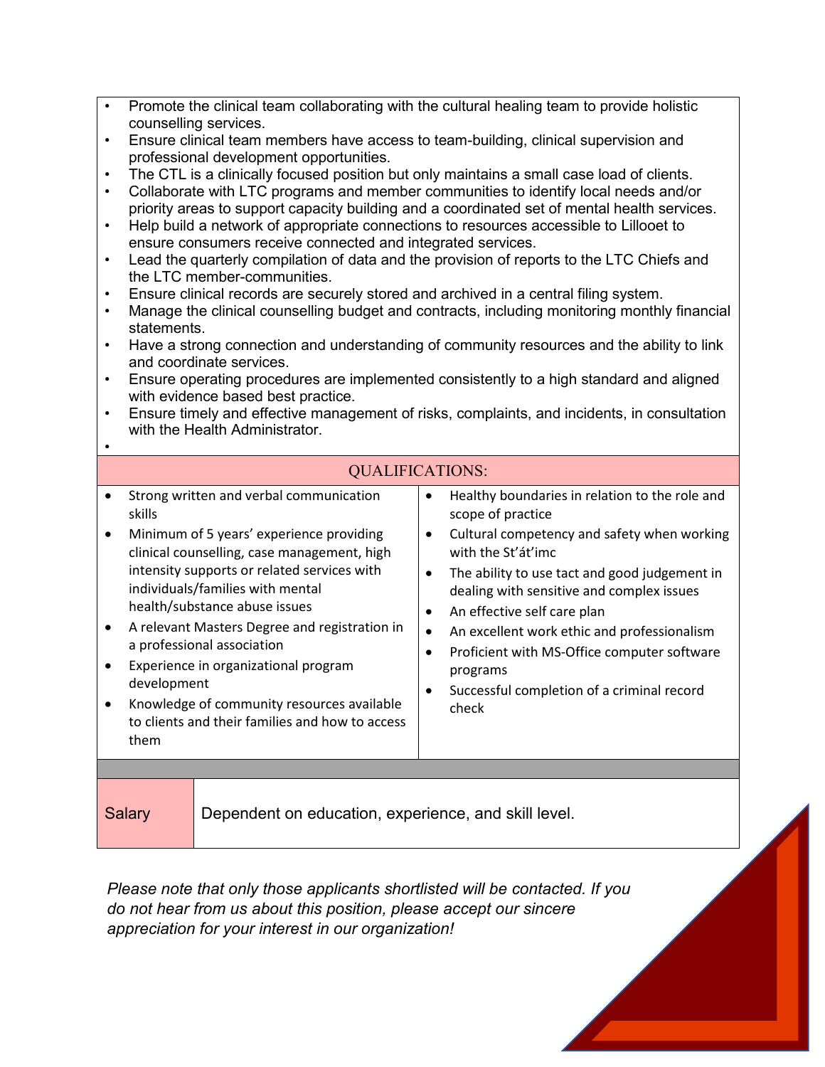- Promote the clinical team collaborating with the cultural healing team to provide holistic counselling services.
- Ensure clinical team members have access to team-building, clinical supervision and professional development opportunities.
- The CTL is a clinically focused position but only maintains a small case load of clients.
- Collaborate with LTC programs and member communities to identify local needs and/or priority areas to support capacity building and a coordinated set of mental health services.
- Help build a network of appropriate connections to resources accessible to Lillooet to ensure consumers receive connected and integrated services.
- Lead the quarterly compilation of data and the provision of reports to the LTC Chiefs and the LTC member-communities.
- Ensure clinical records are securely stored and archived in a central filing system.
- Manage the clinical counselling budget and contracts, including monitoring monthly financial statements.
- Have a strong connection and understanding of community resources and the ability to link and coordinate services.
- Ensure operating procedures are implemented consistently to a high standard and aligned with evidence based best practice.
- Ensure timely and effective management of risks, complaints, and incidents, in consultation with the Health Administrator.

## QUALIFICATIONS:

- Strong written and verbal communication skills
- Minimum of 5 years' experience providing clinical counselling, case management, high intensity supports or related services with individuals/families with mental health/substance abuse issues
- A relevant Masters Degree and registration in a professional association
- Experience in organizational program development
- Knowledge of community resources available to clients and their families and how to access them
- Healthy boundaries in relation to the role and scope of practice
- Cultural competency and safety when working with the St'át'imc
- The ability to use tact and good judgement in dealing with sensitive and complex issues
- An effective self care plan
- An excellent work ethic and professionalism
- Proficient with MS-Office computer software programs
- Successful completion of a criminal record check

| | |
|---|---|
| Salary | Dependent on education, experience, and skill level. |

*Please note that only those applicants shortlisted will be contacted. If you do not hear from us about this position, please accept our sincere appreciation for your interest in our organization!*